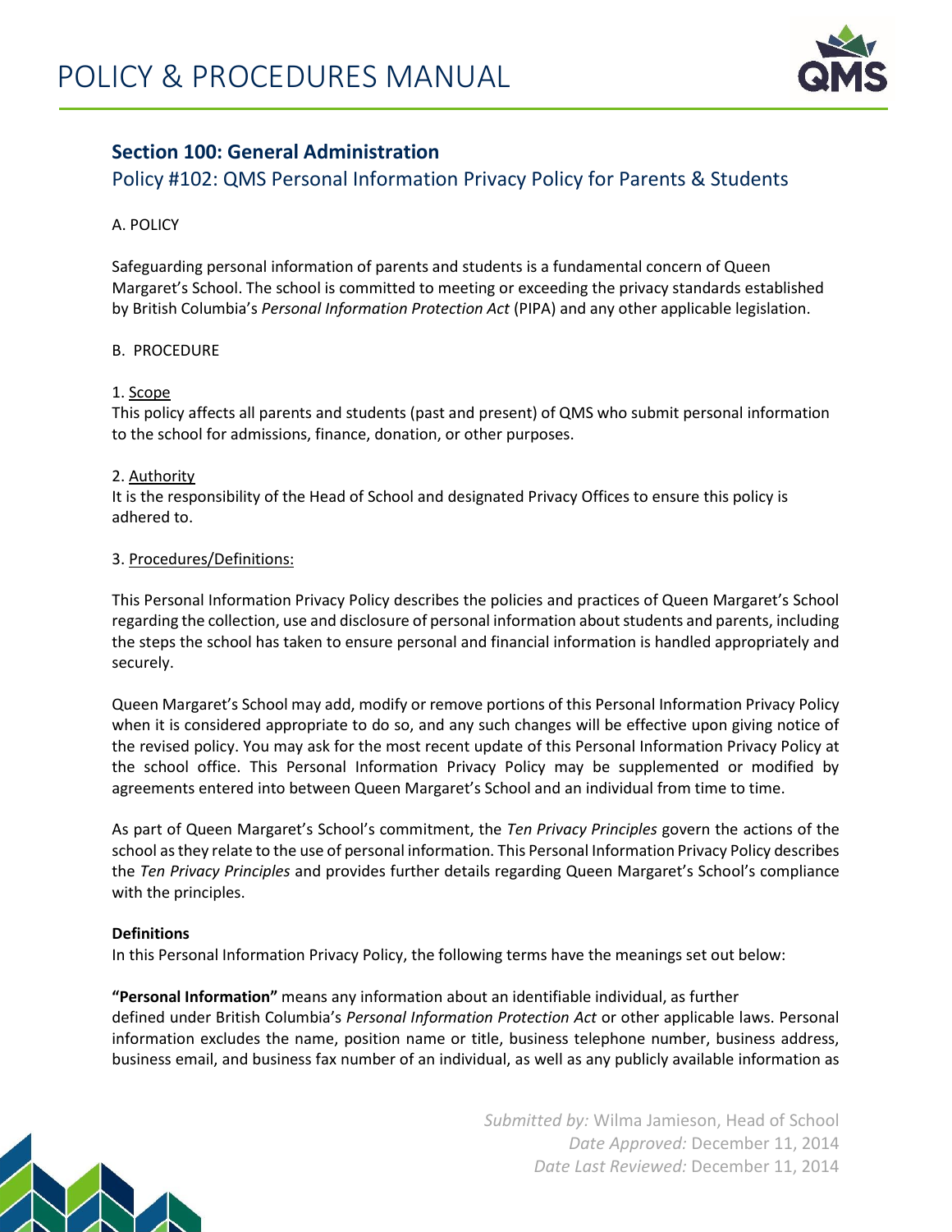# POLICY & PROCEDURES MANUAL

## Section 100: General Administration

### Policy #102: QMS Personal Information Privacy Policy for Parents & Students

A. POLICY

Safeguarding personal information of parents and students is a fundamental concern of Queen Margaret's School. The school is committed to meeting or exceeding the privacy standards established by British Columbia's *Personal Information Protection Act* (PIPA) and any other applicable legislation.

B. PROCEDURE

1. Scope
This policy affects all parents and students (past and present) of QMS who submit personal information to the school for admissions, finance, donation, or other purposes.

2. Authority
It is the responsibility of the Head of School and designated Privacy Offices to ensure this policy is adhered to.

3. Procedures/Definitions:

This Personal Information Privacy Policy describes the policies and practices of Queen Margaret's School regarding the collection, use and disclosure of personal information about students and parents, including the steps the school has taken to ensure personal and financial information is handled appropriately and securely.

Queen Margaret's School may add, modify or remove portions of this Personal Information Privacy Policy when it is considered appropriate to do so, and any such changes will be effective upon giving notice of the revised policy. You may ask for the most recent update of this Personal Information Privacy Policy at the school office. This Personal Information Privacy Policy may be supplemented or modified by agreements entered into between Queen Margaret's School and an individual from time to time.

As part of Queen Margaret's School's commitment, the *Ten Privacy Principles* govern the actions of the school as they relate to the use of personal information. This Personal Information Privacy Policy describes the *Ten Privacy Principles* and provides further details regarding Queen Margaret's School's compliance with the principles.

**Definitions**
In this Personal Information Privacy Policy, the following terms have the meanings set out below:

**"Personal Information"** means any information about an identifiable individual, as further defined under British Columbia's *Personal Information Protection Act* or other applicable laws. Personal information excludes the name, position name or title, business telephone number, business address, business email, and business fax number of an individual, as well as any publicly available information as

*Submitted by:* Wilma Jamieson, Head of School
*Date Approved:* December 11, 2014
*Date Last Reviewed:* December 11, 2014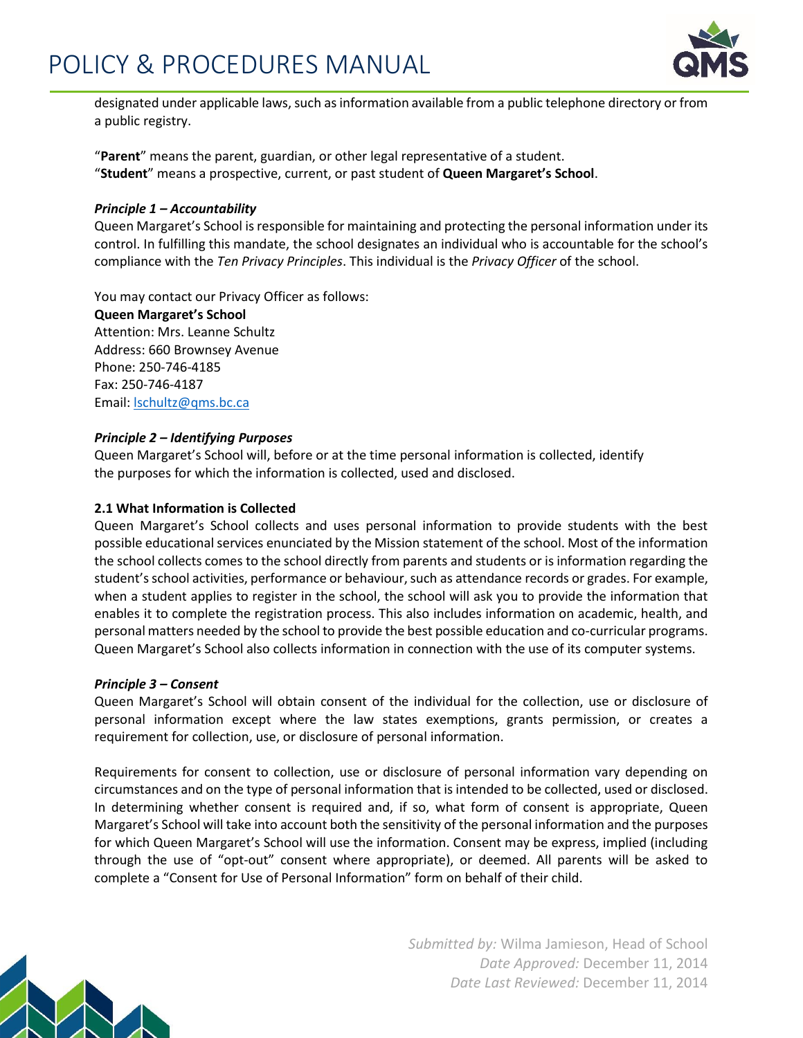designated under applicable laws, such as information available from a public telephone directory or from a public registry.

"**Parent**" means the parent, guardian, or other legal representative of a student.
"**Student**" means a prospective, current, or past student of **Queen Margaret's School**.

***Principle 1 – Accountability***

Queen Margaret's School is responsible for maintaining and protecting the personal information under its control. In fulfilling this mandate, the school designates an individual who is accountable for the school's compliance with the *Ten Privacy Principles*. This individual is the *Privacy Officer* of the school.

You may contact our Privacy Officer as follows:
**Queen Margaret's School**
Attention: Mrs. Leanne Schultz
Address: 660 Brownsey Avenue
Phone: 250-746-4185
Fax: 250-746-4187
Email: lschultz@qms.bc.ca

***Principle 2 – Identifying Purposes***

Queen Margaret's School will, before or at the time personal information is collected, identify the purposes for which the information is collected, used and disclosed.

**2.1 What Information is Collected**

Queen Margaret's School collects and uses personal information to provide students with the best possible educational services enunciated by the Mission statement of the school. Most of the information the school collects comes to the school directly from parents and students or is information regarding the student's school activities, performance or behaviour, such as attendance records or grades. For example, when a student applies to register in the school, the school will ask you to provide the information that enables it to complete the registration process. This also includes information on academic, health, and personal matters needed by the school to provide the best possible education and co-curricular programs. Queen Margaret's School also collects information in connection with the use of its computer systems.

***Principle 3 – Consent***

Queen Margaret's School will obtain consent of the individual for the collection, use or disclosure of personal information except where the law states exemptions, grants permission, or creates a requirement for collection, use, or disclosure of personal information.

Requirements for consent to collection, use or disclosure of personal information vary depending on circumstances and on the type of personal information that is intended to be collected, used or disclosed. In determining whether consent is required and, if so, what form of consent is appropriate, Queen Margaret's School will take into account both the sensitivity of the personal information and the purposes for which Queen Margaret's School will use the information. Consent may be express, implied (including through the use of "opt-out" consent where appropriate), or deemed. All parents will be asked to complete a "Consent for Use of Personal Information" form on behalf of their child.

*Submitted by:* Wilma Jamieson, Head of School
*Date Approved:* December 11, 2014
*Date Last Reviewed:* December 11, 2014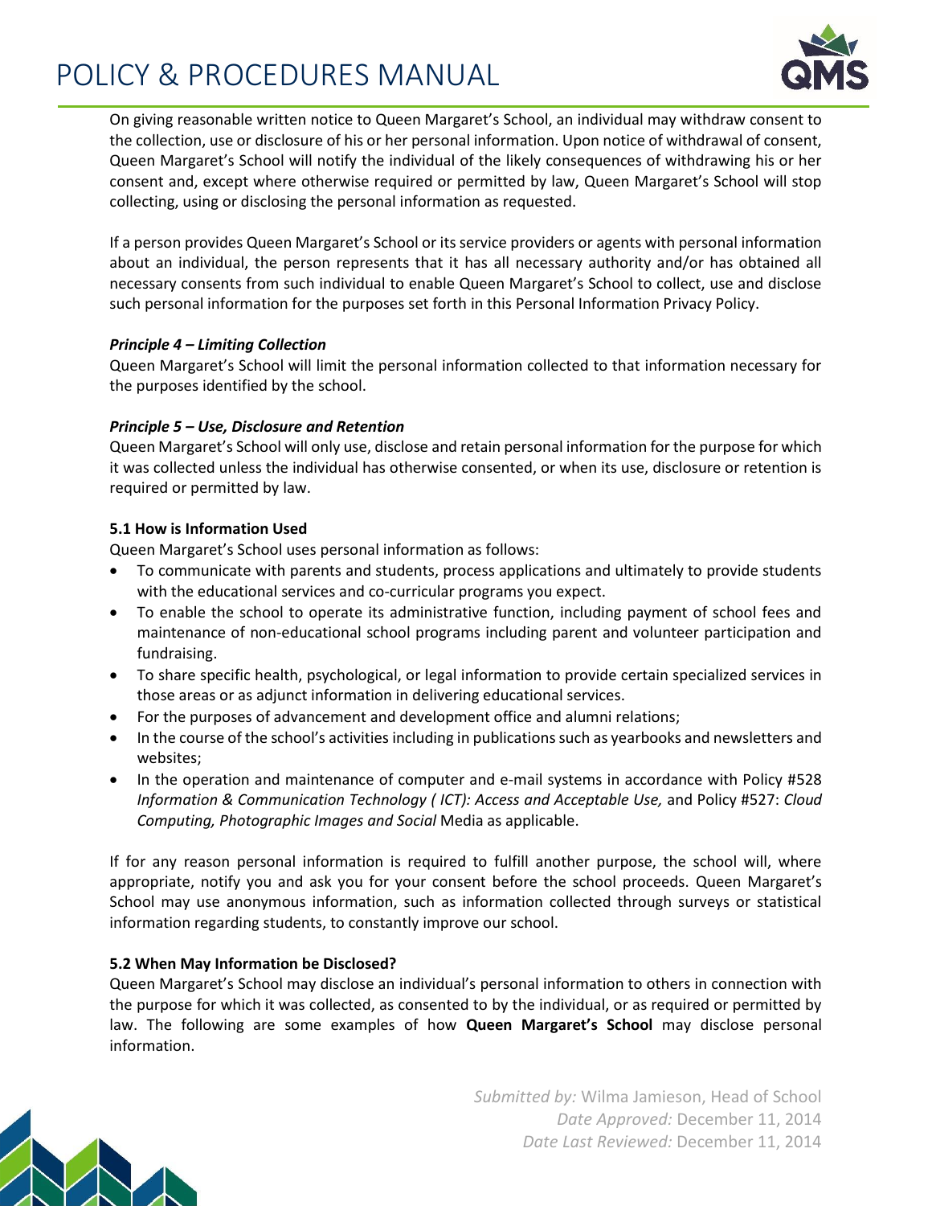On giving reasonable written notice to Queen Margaret's School, an individual may withdraw consent to the collection, use or disclosure of his or her personal information. Upon notice of withdrawal of consent, Queen Margaret's School will notify the individual of the likely consequences of withdrawing his or her consent and, except where otherwise required or permitted by law, Queen Margaret's School will stop collecting, using or disclosing the personal information as requested.

If a person provides Queen Margaret's School or its service providers or agents with personal information about an individual, the person represents that it has all necessary authority and/or has obtained all necessary consents from such individual to enable Queen Margaret's School to collect, use and disclose such personal information for the purposes set forth in this Personal Information Privacy Policy.

***Principle 4 – Limiting Collection***

Queen Margaret's School will limit the personal information collected to that information necessary for the purposes identified by the school.

***Principle 5 – Use, Disclosure and Retention***

Queen Margaret's School will only use, disclose and retain personal information for the purpose for which it was collected unless the individual has otherwise consented, or when its use, disclosure or retention is required or permitted by law.

**5.1 How is Information Used**

Queen Margaret's School uses personal information as follows:

- To communicate with parents and students, process applications and ultimately to provide students with the educational services and co-curricular programs you expect.
- To enable the school to operate its administrative function, including payment of school fees and maintenance of non-educational school programs including parent and volunteer participation and fundraising.
- To share specific health, psychological, or legal information to provide certain specialized services in those areas or as adjunct information in delivering educational services.
- For the purposes of advancement and development office and alumni relations;
- In the course of the school's activities including in publications such as yearbooks and newsletters and websites;
- In the operation and maintenance of computer and e-mail systems in accordance with Policy #528 *Information & Communication Technology ( ICT): Access and Acceptable Use,* and Policy #527: *Cloud Computing, Photographic Images and Social* Media as applicable.

If for any reason personal information is required to fulfill another purpose, the school will, where appropriate, notify you and ask you for your consent before the school proceeds. Queen Margaret's School may use anonymous information, such as information collected through surveys or statistical information regarding students, to constantly improve our school.

**5.2 When May Information be Disclosed?**

Queen Margaret's School may disclose an individual's personal information to others in connection with the purpose for which it was collected, as consented to by the individual, or as required or permitted by law. The following are some examples of how **Queen Margaret's School** may disclose personal information.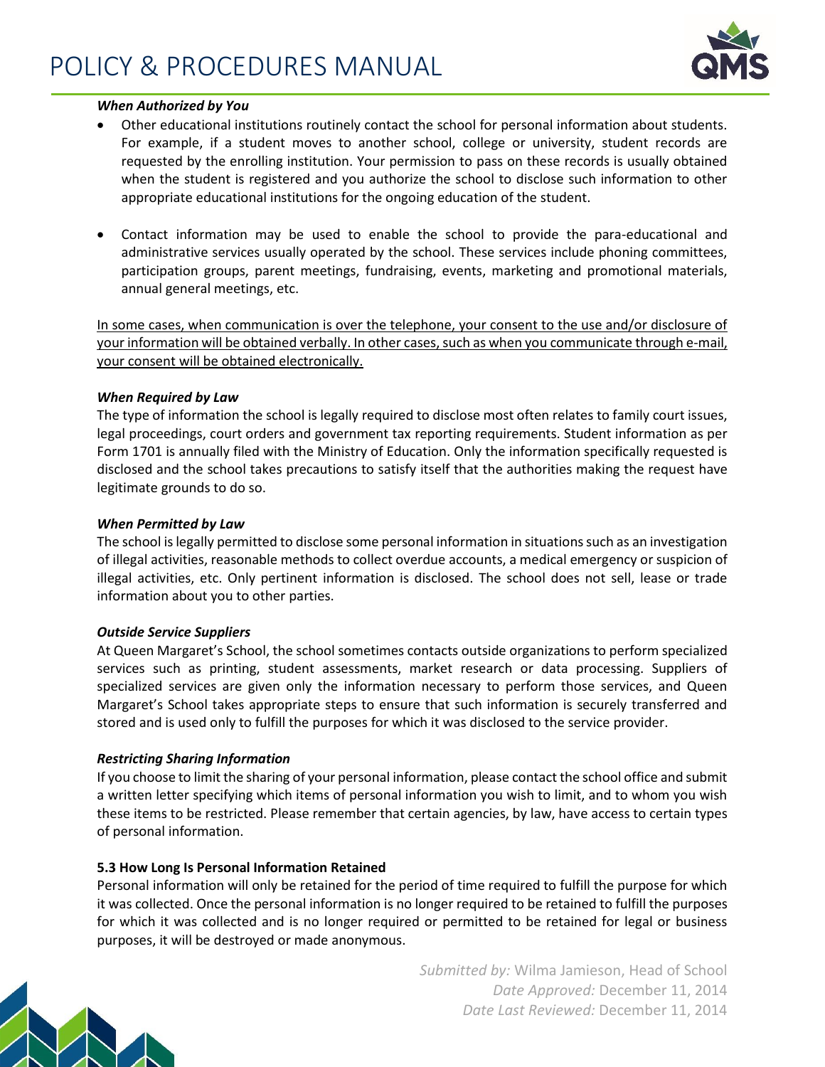***When Authorized by You***

- Other educational institutions routinely contact the school for personal information about students. For example, if a student moves to another school, college or university, student records are requested by the enrolling institution. Your permission to pass on these records is usually obtained when the student is registered and you authorize the school to disclose such information to other appropriate educational institutions for the ongoing education of the student.

- Contact information may be used to enable the school to provide the para-educational and administrative services usually operated by the school. These services include phoning committees, participation groups, parent meetings, fundraising, events, marketing and promotional materials, annual general meetings, etc.

<u>In some cases, when communication is over the telephone, your consent to the use and/or disclosure of your information will be obtained verbally. In other cases, such as when you communicate through e-mail, your consent will be obtained electronically.</u>

***When Required by Law***

The type of information the school is legally required to disclose most often relates to family court issues, legal proceedings, court orders and government tax reporting requirements. Student information as per Form 1701 is annually filed with the Ministry of Education. Only the information specifically requested is disclosed and the school takes precautions to satisfy itself that the authorities making the request have legitimate grounds to do so.

***When Permitted by Law***

The school is legally permitted to disclose some personal information in situations such as an investigation of illegal activities, reasonable methods to collect overdue accounts, a medical emergency or suspicion of illegal activities, etc. Only pertinent information is disclosed. The school does not sell, lease or trade information about you to other parties.

***Outside Service Suppliers***

At Queen Margaret's School, the school sometimes contacts outside organizations to perform specialized services such as printing, student assessments, market research or data processing. Suppliers of specialized services are given only the information necessary to perform those services, and Queen Margaret's School takes appropriate steps to ensure that such information is securely transferred and stored and is used only to fulfill the purposes for which it was disclosed to the service provider.

***Restricting Sharing Information***

If you choose to limit the sharing of your personal information, please contact the school office and submit a written letter specifying which items of personal information you wish to limit, and to whom you wish these items to be restricted. Please remember that certain agencies, by law, have access to certain types of personal information.

**5.3 How Long Is Personal Information Retained**

Personal information will only be retained for the period of time required to fulfill the purpose for which it was collected. Once the personal information is no longer required to be retained to fulfill the purposes for which it was collected and is no longer required or permitted to be retained for legal or business purposes, it will be destroyed or made anonymous.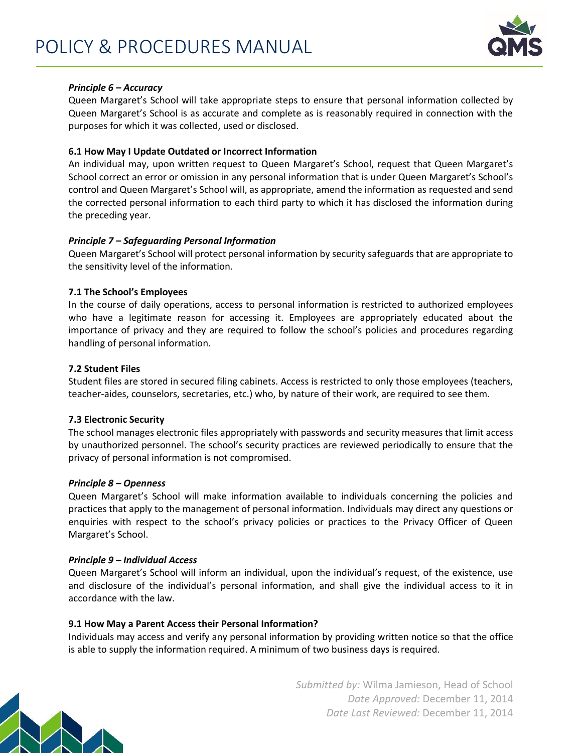***Principle 6 – Accuracy***

Queen Margaret's School will take appropriate steps to ensure that personal information collected by Queen Margaret's School is as accurate and complete as is reasonably required in connection with the purposes for which it was collected, used or disclosed.

**6.1 How May I Update Outdated or Incorrect Information**

An individual may, upon written request to Queen Margaret's School, request that Queen Margaret's School correct an error or omission in any personal information that is under Queen Margaret's School's control and Queen Margaret's School will, as appropriate, amend the information as requested and send the corrected personal information to each third party to which it has disclosed the information during the preceding year.

***Principle 7 – Safeguarding Personal Information***

Queen Margaret's School will protect personal information by security safeguards that are appropriate to the sensitivity level of the information.

**7.1 The School's Employees**

In the course of daily operations, access to personal information is restricted to authorized employees who have a legitimate reason for accessing it. Employees are appropriately educated about the importance of privacy and they are required to follow the school's policies and procedures regarding handling of personal information.

**7.2 Student Files**

Student files are stored in secured filing cabinets. Access is restricted to only those employees (teachers, teacher-aides, counselors, secretaries, etc.) who, by nature of their work, are required to see them.

**7.3 Electronic Security**

The school manages electronic files appropriately with passwords and security measures that limit access by unauthorized personnel. The school's security practices are reviewed periodically to ensure that the privacy of personal information is not compromised.

***Principle 8 – Openness***

Queen Margaret's School will make information available to individuals concerning the policies and practices that apply to the management of personal information. Individuals may direct any questions or enquiries with respect to the school's privacy policies or practices to the Privacy Officer of Queen Margaret's School.

***Principle 9 – Individual Access***

Queen Margaret's School will inform an individual, upon the individual's request, of the existence, use and disclosure of the individual's personal information, and shall give the individual access to it in accordance with the law.

**9.1 How May a Parent Access their Personal Information?**

Individuals may access and verify any personal information by providing written notice so that the office is able to supply the information required. A minimum of two business days is required.

*Submitted by:* Wilma Jamieson, Head of School
*Date Approved:* December 11, 2014
*Date Last Reviewed:* December 11, 2014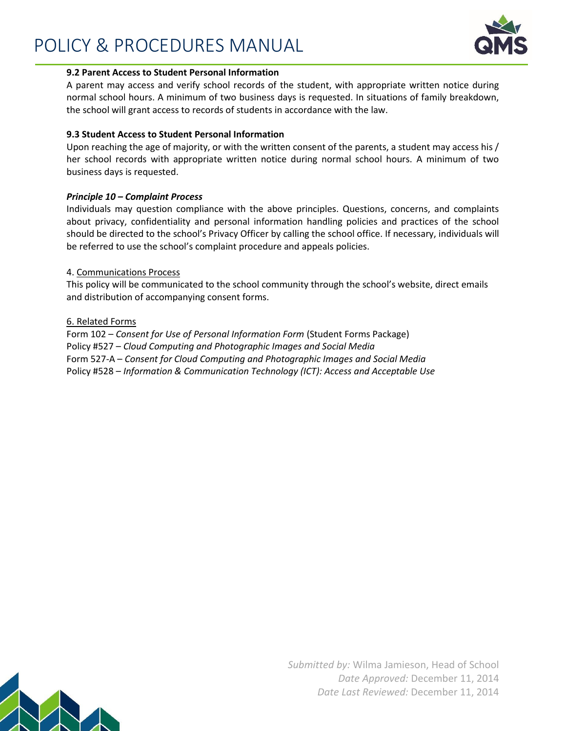**9.2 Parent Access to Student Personal Information**

A parent may access and verify school records of the student, with appropriate written notice during normal school hours. A minimum of two business days is requested. In situations of family breakdown, the school will grant access to records of students in accordance with the law.

**9.3 Student Access to Student Personal Information**

Upon reaching the age of majority, or with the written consent of the parents, a student may access his / her school records with appropriate written notice during normal school hours. A minimum of two business days is requested.

***Principle 10 – Complaint Process***

Individuals may question compliance with the above principles. Questions, concerns, and complaints about privacy, confidentiality and personal information handling policies and practices of the school should be directed to the school's Privacy Officer by calling the school office. If necessary, individuals will be referred to use the school's complaint procedure and appeals policies.

4. Communications Process

This policy will be communicated to the school community through the school's website, direct emails and distribution of accompanying consent forms.

6. Related Forms

Form 102 – *Consent for Use of Personal Information Form* (Student Forms Package)
Policy #527 – *Cloud Computing and Photographic Images and Social Media*
Form 527-A – *Consent for Cloud Computing and Photographic Images and Social Media*
Policy #528 – *Information & Communication Technology (ICT): Access and Acceptable Use*

*Submitted by:* Wilma Jamieson, Head of School
*Date Approved:* December 11, 2014
*Date Last Reviewed:* December 11, 2014